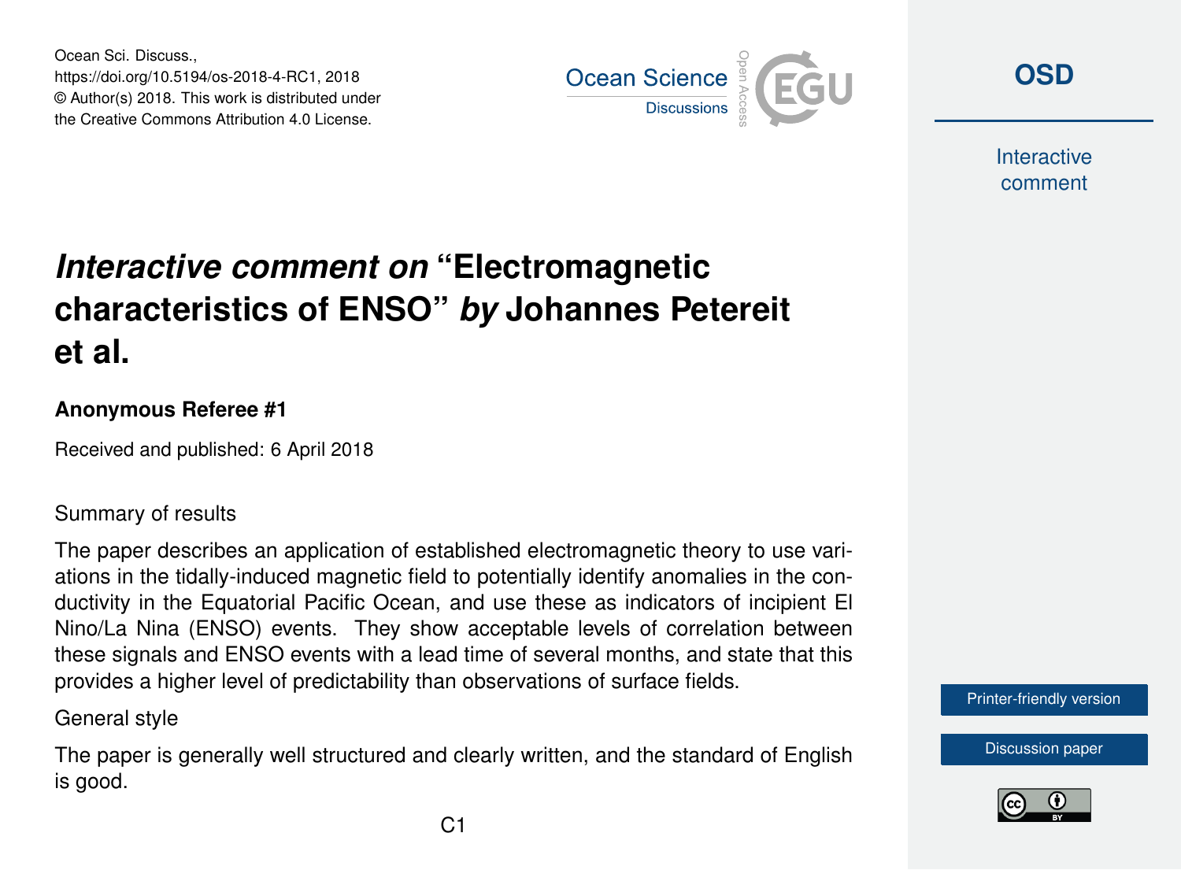# *Interactive comment on* "Electromagnetic characteristics of ENSO" *by* Johannes Petereit et al.

**Anonymous Referee #1**

Received and published: 6 April 2018

Summary of results

The paper describes an application of established electromagnetic theory to use variations in the tidally-induced magnetic field to potentially identify anomalies in the conductivity in the Equatorial Pacific Ocean, and use these as indicators of incipient El Nino/La Nina (ENSO) events. They show acceptable levels of correlation between these signals and ENSO events with a lead time of several months, and state that this provides a higher level of predictability than observations of surface fields.

General style

The paper is generally well structured and clearly written, and the standard of English is good.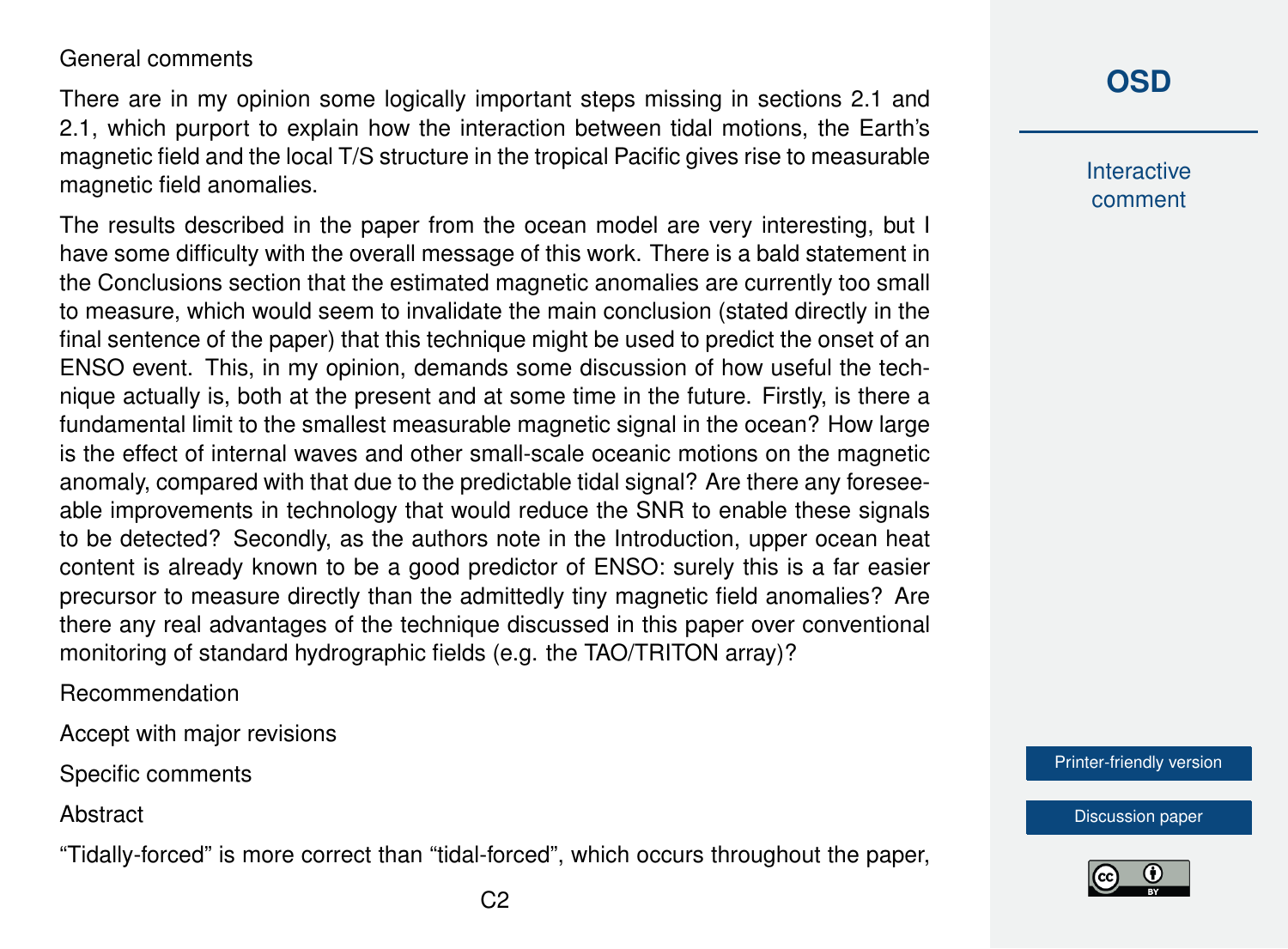General comments

There are in my opinion some logically important steps missing in sections 2.1 and 2.1, which purport to explain how the interaction between tidal motions, the Earth's magnetic field and the local T/S structure in the tropical Pacific gives rise to measurable magnetic field anomalies.

The results described in the paper from the ocean model are very interesting, but I have some difficulty with the overall message of this work. There is a bald statement in the Conclusions section that the estimated magnetic anomalies are currently too small to measure, which would seem to invalidate the main conclusion (stated directly in the final sentence of the paper) that this technique might be used to predict the onset of an ENSO event. This, in my opinion, demands some discussion of how useful the technique actually is, both at the present and at some time in the future. Firstly, is there a fundamental limit to the smallest measurable magnetic signal in the ocean? How large is the effect of internal waves and other small-scale oceanic motions on the magnetic anomaly, compared with that due to the predictable tidal signal? Are there any foreseeable improvements in technology that would reduce the SNR to enable these signals to be detected? Secondly, as the authors note in the Introduction, upper ocean heat content is already known to be a good predictor of ENSO: surely this is a far easier precursor to measure directly than the admittedly tiny magnetic field anomalies? Are there any real advantages of the technique discussed in this paper over conventional monitoring of standard hydrographic fields (e.g. the TAO/TRITON array)?

Recommendation

Accept with major revisions

Specific comments

Abstract

"Tidally-forced" is more correct than "tidal-forced", which occurs throughout the paper,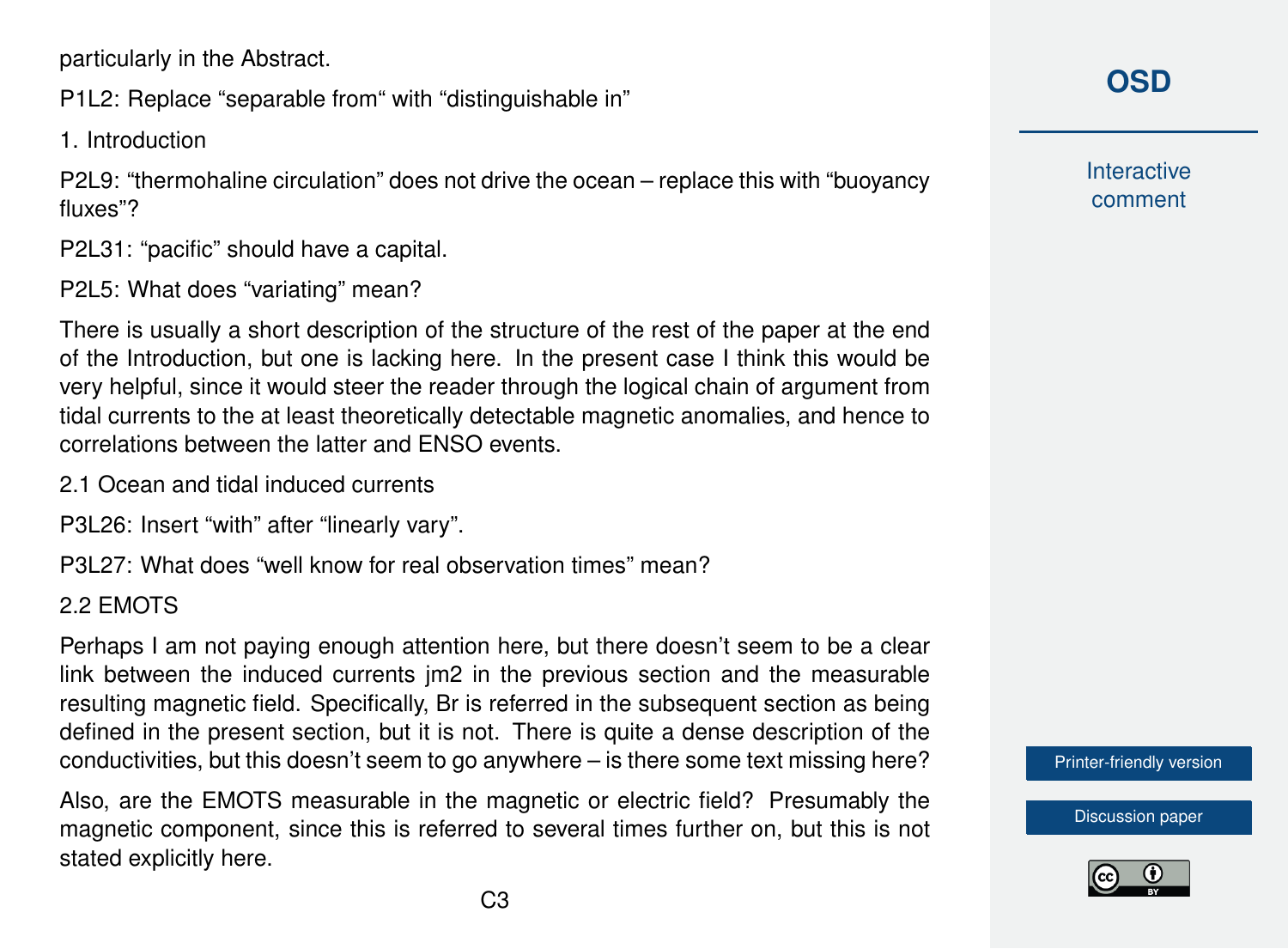particularly in the Abstract.

P1L2: Replace “separable from“ with “distinguishable in”

1. Introduction

P2L9: “thermohaline circulation” does not drive the ocean – replace this with “buoyancy fluxes”?

P2L31: “pacific” should have a capital.

P2L5: What does “variating” mean?

There is usually a short description of the structure of the rest of the paper at the end of the Introduction, but one is lacking here. In the present case I think this would be very helpful, since it would steer the reader through the logical chain of argument from tidal currents to the at least theoretically detectable magnetic anomalies, and hence to correlations between the latter and ENSO events.

2.1 Ocean and tidal induced currents

P3L26: Insert “with” after “linearly vary”.

P3L27: What does “well know for real observation times” mean?

2.2 EMOTS

Perhaps I am not paying enough attention here, but there doesn’t seem to be a clear link between the induced currents jm2 in the previous section and the measurable resulting magnetic field. Specifically, Br is referred in the subsequent section as being defined in the present section, but it is not. There is quite a dense description of the conductivities, but this doesn’t seem to go anywhere – is there some text missing here?

Also, are the EMOTS measurable in the magnetic or electric field? Presumably the magnetic component, since this is referred to several times further on, but this is not stated explicitly here.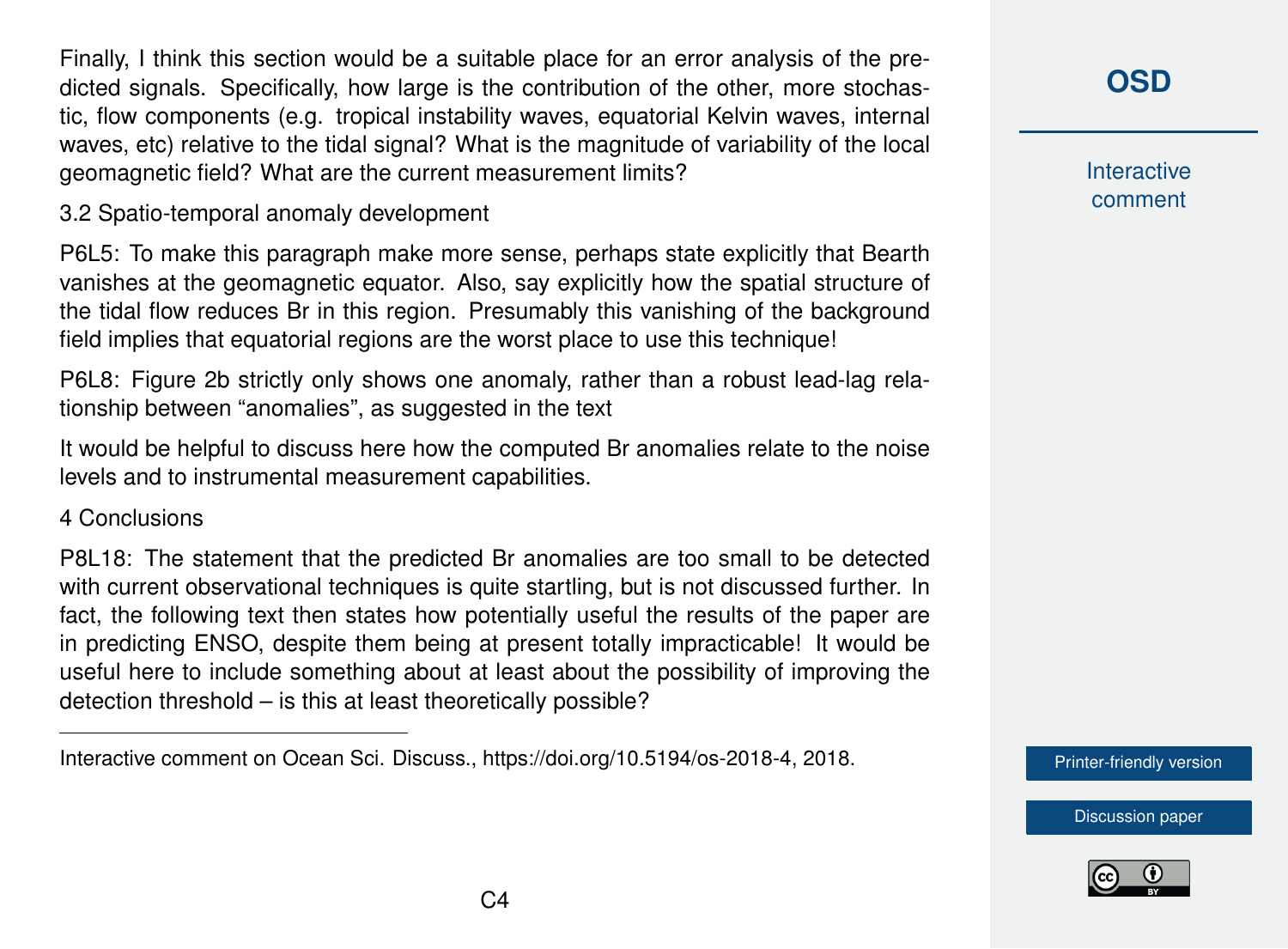Finally, I think this section would be a suitable place for an error analysis of the predicted signals. Specifically, how large is the contribution of the other, more stochastic, flow components (e.g. tropical instability waves, equatorial Kelvin waves, internal waves, etc) relative to the tidal signal? What is the magnitude of variability of the local geomagnetic field? What are the current measurement limits?

3.2 Spatio-temporal anomaly development

P6L5: To make this paragraph make more sense, perhaps state explicitly that Bearth vanishes at the geomagnetic equator. Also, say explicitly how the spatial structure of the tidal flow reduces Br in this region. Presumably this vanishing of the background field implies that equatorial regions are the worst place to use this technique!

P6L8: Figure 2b strictly only shows one anomaly, rather than a robust lead-lag relationship between "anomalies", as suggested in the text

It would be helpful to discuss here how the computed Br anomalies relate to the noise levels and to instrumental measurement capabilities.

4 Conclusions

P8L18: The statement that the predicted Br anomalies are too small to be detected with current observational techniques is quite startling, but is not discussed further. In fact, the following text then states how potentially useful the results of the paper are in predicting ENSO, despite them being at present totally impracticable! It would be useful here to include something about at least about the possibility of improving the detection threshold – is this at least theoretically possible?

---

Interactive comment on Ocean Sci. Discuss., https://doi.org/10.5194/os-2018-4, 2018.